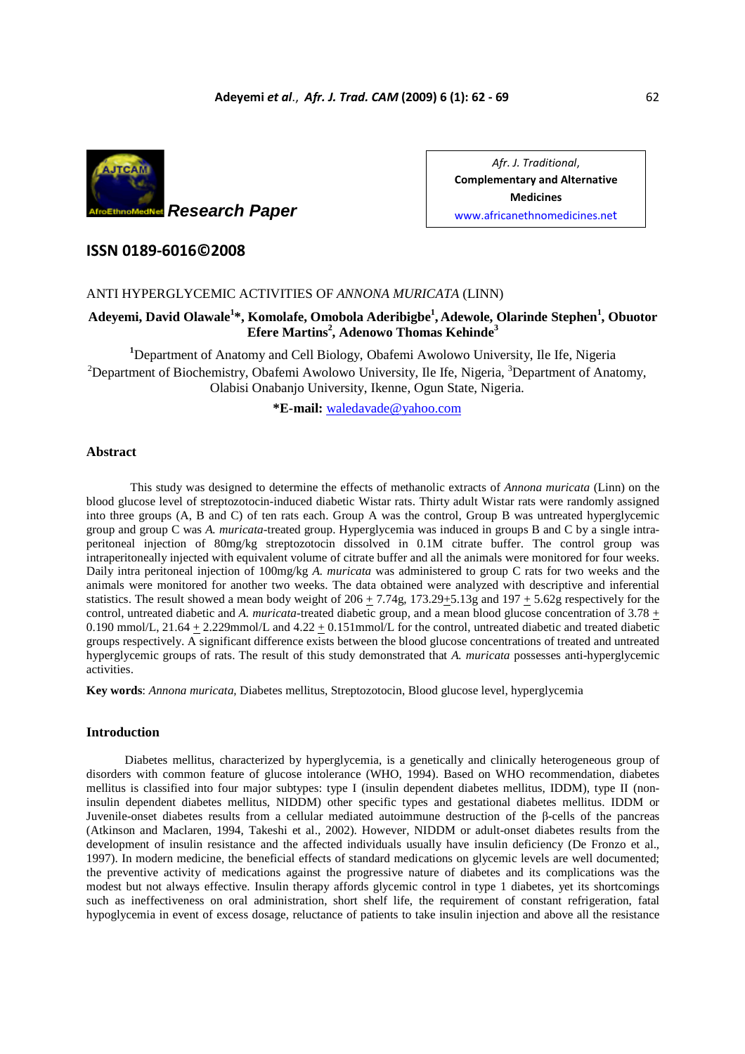**Research Paper**

*Afr. J. Traditional*,
**Complementary and Alternative Medicines**
www.africanethnomedicines.net

## ISSN 0189-6016©2008

# ANTI HYPERGLYCEMIC ACTIVITIES OF *ANNONA MURICATA* (LINN)

**Adeyemi, David Olawale[1]*, Komolafe, Omobola Aderibigbe[1], Adewole, Olarinde Stephen[1], Obuotor Efere Martins[2], Adenowo Thomas Kehinde[3]**

[1]Department of Anatomy and Cell Biology, Obafemi Awolowo University, Ile Ife, Nigeria
[2]Department of Biochemistry, Obafemi Awolowo University, Ile Ife, Nigeria, [3]Department of Anatomy, Olabisi Onabanjo University, Ikenne, Ogun State, Nigeria.

**\*E-mail:** waledavade@yahoo.com

## Abstract

This study was designed to determine the effects of methanolic extracts of *Annona muricata* (Linn) on the blood glucose level of streptozotocin-induced diabetic Wistar rats. Thirty adult Wistar rats were randomly assigned into three groups (A, B and C) of ten rats each. Group A was the control, Group B was untreated hyperglycemic group and group C was *A. muricata*-treated group. Hyperglycemia was induced in groups B and C by a single intra-peritoneal injection of 80mg/kg streptozotocin dissolved in 0.1M citrate buffer. The control group was intraperitoneally injected with equivalent volume of citrate buffer and all the animals were monitored for four weeks. Daily intra peritoneal injection of 100mg/kg *A. muricata* was administered to group C rats for two weeks and the animals were monitored for another two weeks. The data obtained were analyzed with descriptive and inferential statistics. The result showed a mean body weight of 206 $\pm$ 7.74g, 173.29$\pm$5.13g and 197 $\pm$ 5.62g respectively for the control, untreated diabetic and *A. muricata*-treated diabetic group, and a mean blood glucose concentration of 3.78 $\pm$ 0.190 mmol/L, 21.64 $\pm$ 2.229mmol/L and 4.22 $\pm$ 0.151mmol/L for the control, untreated diabetic and treated diabetic groups respectively. A significant difference exists between the blood glucose concentrations of treated and untreated hyperglycemic groups of rats. The result of this study demonstrated that *A. muricata* possesses anti-hyperglycemic activities.

**Key words**: *Annona muricata*, Diabetes mellitus, Streptozotocin, Blood glucose level, hyperglycemia

## Introduction

Diabetes mellitus, characterized by hyperglycemia, is a genetically and clinically heterogeneous group of disorders with common feature of glucose intolerance (WHO, 1994). Based on WHO recommendation, diabetes mellitus is classified into four major subtypes: type I (insulin dependent diabetes mellitus, IDDM), type II (non-insulin dependent diabetes mellitus, NIDDM) other specific types and gestational diabetes mellitus. IDDM or Juvenile-onset diabetes results from a cellular mediated autoimmune destruction of the β-cells of the pancreas (Atkinson and Maclaren, 1994, Takeshi et al., 2002). However, NIDDM or adult-onset diabetes results from the development of insulin resistance and the affected individuals usually have insulin deficiency (De Fronzo et al., 1997). In modern medicine, the beneficial effects of standard medications on glycemic levels are well documented; the preventive activity of medications against the progressive nature of diabetes and its complications was the modest but not always effective. Insulin therapy affords glycemic control in type 1 diabetes, yet its shortcomings such as ineffectiveness on oral administration, short shelf life, the requirement of constant refrigeration, fatal hypoglycemia in event of excess dosage, reluctance of patients to take insulin injection and above all the resistance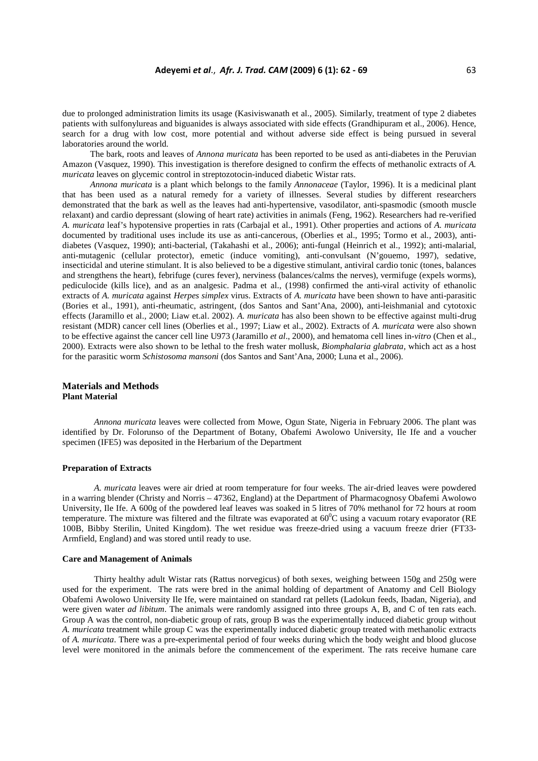due to prolonged administration limits its usage (Kasiviswanath et al., 2005). Similarly, treatment of type 2 diabetes patients with sulfonylureas and biguanides is always associated with side effects (Grandhipuram et al., 2006). Hence, search for a drug with low cost, more potential and without adverse side effect is being pursued in several laboratories around the world.

The bark, roots and leaves of *Annona muricata* has been reported to be used as anti-diabetes in the Peruvian Amazon (Vasquez, 1990). This investigation is therefore designed to confirm the effects of methanolic extracts of *A. muricata* leaves on glycemic control in streptozotocin-induced diabetic Wistar rats.

*Annona muricata* is a plant which belongs to the family *Annonaceae* (Taylor, 1996). It is a medicinal plant that has been used as a natural remedy for a variety of illnesses. Several studies by different researchers demonstrated that the bark as well as the leaves had anti-hypertensive, vasodilator, anti-spasmodic (smooth muscle relaxant) and cardio depressant (slowing of heart rate) activities in animals (Feng, 1962). Researchers had re-verified *A. muricata* leaf's hypotensive properties in rats (Carbajal et al., 1991). Other properties and actions of *A. muricata* documented by traditional uses include its use as anti-cancerous, (Oberlies et al., 1995; Tormo et al., 2003), anti-diabetes (Vasquez, 1990); anti-bacterial, (Takahashi et al., 2006); anti-fungal (Heinrich et al., 1992); anti-malarial, anti-mutagenic (cellular protector), emetic (induce vomiting), anti-convulsant (N'gouemo, 1997), sedative, insecticidal and uterine stimulant. It is also believed to be a digestive stimulant, antiviral cardio tonic (tones, balances and strengthens the heart), febrifuge (cures fever), nerviness (balances/calms the nerves), vermifuge (expels worms), pediculocide (kills lice), and as an analgesic. Padma et al., (1998) confirmed the anti-viral activity of ethanolic extracts of *A. muricata* against *Herpes simplex* virus. Extracts of *A. muricata* have been shown to have anti-parasitic (Bories et al., 1991), anti-rheumatic, astringent, (dos Santos and Sant'Ana, 2000), anti-leishmanial and cytotoxic effects (Jaramillo et al., 2000; Liaw et.al. 2002). *A. muricata* has also been shown to be effective against multi-drug resistant (MDR) cancer cell lines (Oberlies et al., 1997; Liaw et al., 2002). Extracts of *A. muricata* were also shown to be effective against the cancer cell line U973 (Jaramillo *et al*., 2000), and hematoma cell lines in-*vitro* (Chen et al., 2000). Extracts were also shown to be lethal to the fresh water mollusk, *Biomphalaria glabrata*, which act as a host for the parasitic worm *Schistosoma mansoni* (dos Santos and Sant'Ana, 2000; Luna et al., 2006).

## Materials and Methods

### Plant Material

*Annona muricata* leaves were collected from Mowe, Ogun State, Nigeria in February 2006. The plant was identified by Dr. Folorunso of the Department of Botany, Obafemi Awolowo University, Ile Ife and a voucher specimen (IFE5) was deposited in the Herbarium of the Department

### Preparation of Extracts

*A. muricata* leaves were air dried at room temperature for four weeks. The air-dried leaves were powdered in a warring blender (Christy and Norris – 47362, England) at the Department of Pharmacognosy Obafemi Awolowo University, Ile Ife. A 600g of the powdered leaf leaves was soaked in 5 litres of 70% methanol for 72 hours at room temperature. The mixture was filtered and the filtrate was evaporated at $60^0$C using a vacuum rotary evaporator (RE 100B, Bibby Sterilin, United Kingdom). The wet residue was freeze-dried using a vacuum freeze drier (FT33-Armfield, England) and was stored until ready to use.

### Care and Management of Animals

Thirty healthy adult Wistar rats (Rattus norvegicus) of both sexes, weighing between 150g and 250g were used for the experiment. The rats were bred in the animal holding of department of Anatomy and Cell Biology Obafemi Awolowo University Ile Ife, were maintained on standard rat pellets (Ladokun feeds, Ibadan, Nigeria), and were given water *ad libitum*. The animals were randomly assigned into three groups A, B, and C of ten rats each. Group A was the control, non-diabetic group of rats, group B was the experimentally induced diabetic group without *A. muricata* treatment while group C was the experimentally induced diabetic group treated with methanolic extracts of *A. muricata*. There was a pre-experimental period of four weeks during which the body weight and blood glucose level were monitored in the animals before the commencement of the experiment. The rats receive humane care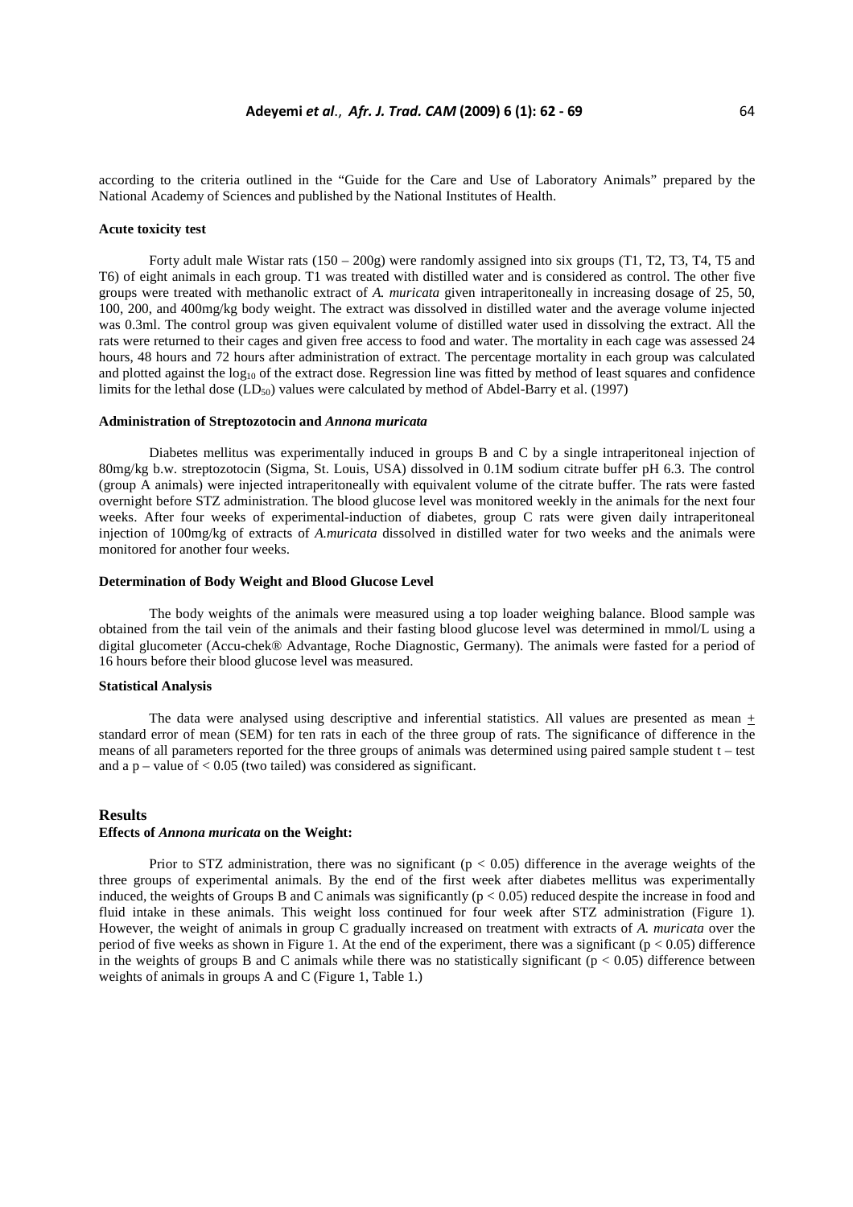according to the criteria outlined in the "Guide for the Care and Use of Laboratory Animals" prepared by the National Academy of Sciences and published by the National Institutes of Health.

### Acute toxicity test

Forty adult male Wistar rats (150 – 200g) were randomly assigned into six groups (T1, T2, T3, T4, T5 and T6) of eight animals in each group. T1 was treated with distilled water and is considered as control. The other five groups were treated with methanolic extract of *A. muricata* given intraperitoneally in increasing dosage of 25, 50, 100, 200, and 400mg/kg body weight. The extract was dissolved in distilled water and the average volume injected was 0.3ml. The control group was given equivalent volume of distilled water used in dissolving the extract. All the rats were returned to their cages and given free access to food and water. The mortality in each cage was assessed 24 hours, 48 hours and 72 hours after administration of extract. The percentage mortality in each group was calculated and plotted against the $\log_{10}$ of the extract dose. Regression line was fitted by method of least squares and confidence limits for the lethal dose ($LD_{50}$) values were calculated by method of Abdel-Barry et al. (1997)

### Administration of Streptozotocin and *Annona muricata*

Diabetes mellitus was experimentally induced in groups B and C by a single intraperitoneal injection of 80mg/kg b.w. streptozotocin (Sigma, St. Louis, USA) dissolved in 0.1M sodium citrate buffer pH 6.3. The control (group A animals) were injected intraperitoneally with equivalent volume of the citrate buffer. The rats were fasted overnight before STZ administration. The blood glucose level was monitored weekly in the animals for the next four weeks. After four weeks of experimental-induction of diabetes, group C rats were given daily intraperitoneal injection of 100mg/kg of extracts of *A.muricata* dissolved in distilled water for two weeks and the animals were monitored for another four weeks.

### Determination of Body Weight and Blood Glucose Level

The body weights of the animals were measured using a top loader weighing balance. Blood sample was obtained from the tail vein of the animals and their fasting blood glucose level was determined in mmol/L using a digital glucometer (Accu-chek® Advantage, Roche Diagnostic, Germany). The animals were fasted for a period of 16 hours before their blood glucose level was measured.

### Statistical Analysis

The data were analysed using descriptive and inferential statistics. All values are presented as mean $\pm$ standard error of mean (SEM) for ten rats in each of the three group of rats. The significance of difference in the means of all parameters reported for the three groups of animals was determined using paired sample student t – test and a p – value of $< 0.05$ (two tailed) was considered as significant.

## Results

### Effects of *Annona muricata* on the Weight:

Prior to STZ administration, there was no significant ($p < 0.05$) difference in the average weights of the three groups of experimental animals. By the end of the first week after diabetes mellitus was experimentally induced, the weights of Groups B and C animals was significantly ($p < 0.05$) reduced despite the increase in food and fluid intake in these animals. This weight loss continued for four week after STZ administration (Figure 1). However, the weight of animals in group C gradually increased on treatment with extracts of *A. muricata* over the period of five weeks as shown in Figure 1. At the end of the experiment, there was a significant ($p < 0.05$) difference in the weights of groups B and C animals while there was no statistically significant ($p < 0.05$) difference between weights of animals in groups A and C (Figure 1, Table 1.)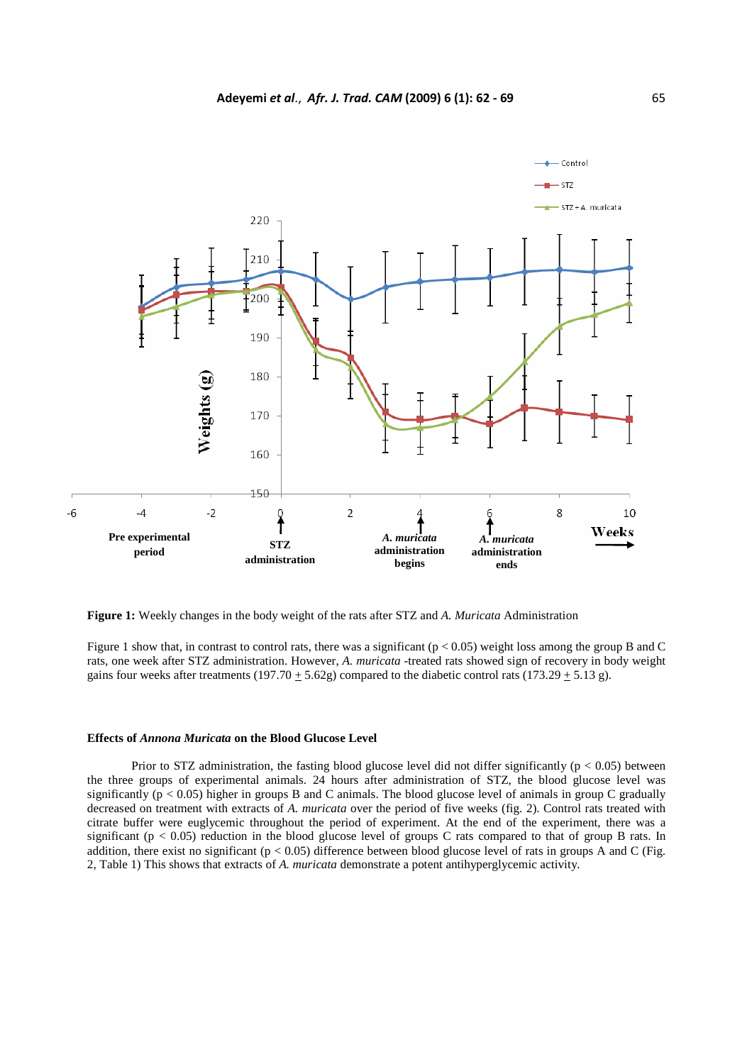Control

STZ

STZ + A. muricata

220

210

200

190

180

170

160

150

Weights (g)

-6 -4 -2 0 2 4 6 8 10

Weeks

Pre experimental period

STZ administration

*A. muricata* administration begins

*A. muricata* administration ends

**Figure 1:** Weekly changes in the body weight of the rats after STZ and *A. Muricata* Administration

Figure 1 show that, in contrast to control rats, there was a significant ($p < 0.05$) weight loss among the group B and C rats, one week after STZ administration. However, *A. muricata* -treated rats showed sign of recovery in body weight gains four weeks after treatments (197.70 $\pm$ 5.62g) compared to the diabetic control rats (173.29 $\pm$ 5.13 g).

### Effects of *Annona Muricata* on the Blood Glucose Level

Prior to STZ administration, the fasting blood glucose level did not differ significantly ($p < 0.05$) between the three groups of experimental animals. 24 hours after administration of STZ, the blood glucose level was significantly ($p < 0.05$) higher in groups B and C animals. The blood glucose level of animals in group C gradually decreased on treatment with extracts of *A. muricata* over the period of five weeks (fig. 2). Control rats treated with citrate buffer were euglycemic throughout the period of experiment. At the end of the experiment, there was a significant ($p < 0.05$) reduction in the blood glucose level of groups C rats compared to that of group B rats. In addition, there exist no significant ($p < 0.05$) difference between blood glucose level of rats in groups A and C (Fig. 2, Table 1) This shows that extracts of *A. muricata* demonstrate a potent antihyperglycemic activity.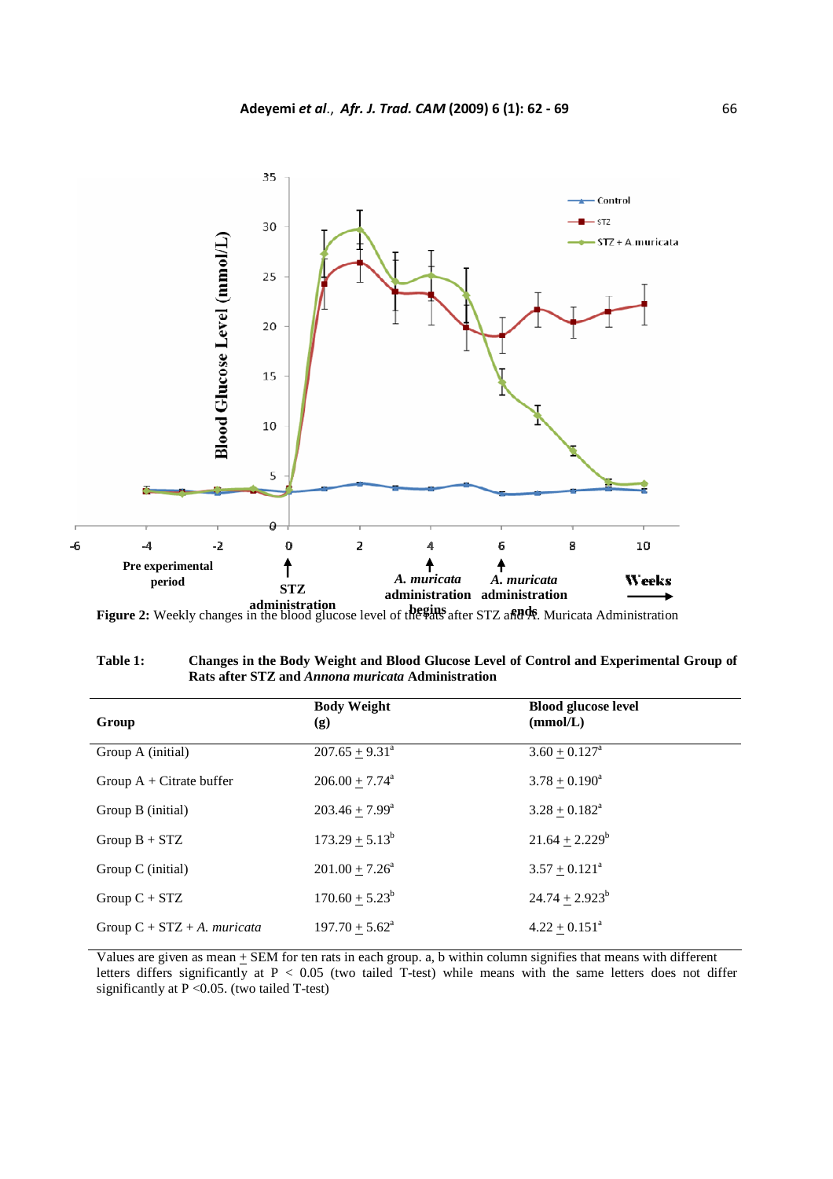Blood Glucose Level (mmol/L)

35
30
25
20
15
10
5
0

-6 -4 -2 0 2 4 6 8 10

Control
STZ
STZ + A.muricata

Pre experimental period

STZ administration

*A. muricata* administration begins

*A. muricata* administration ends

Weeks

**Figure 2:** Weekly changes in the blood glucose level of the rats after STZ and A. Muricata Administration

**Table 1:** **Changes in the Body Weight and Blood Glucose Level of Control and Experimental Group of Rats after STZ and *Annona muricata* Administration**

| Group | Body Weight (g) | Blood glucose level (mmol/L) |
|---|---|---|
| Group A (initial) | 207.65 ± 9.31[a] | 3.60 ± 0.127[a] |
| Group A + Citrate buffer | 206.00 ± 7.74[a] | 3.78 ± 0.190[a] |
| Group B (initial) | 203.46 ± 7.99[a] | 3.28 ± 0.182[a] |
| Group B + STZ | 173.29 ± 5.13[b] | 21.64 ± 2.229[b] |
| Group C (initial) | 201.00 ± 7.26[a] | 3.57 ± 0.121[a] |
| Group C + STZ | 170.60 ± 5.23[b] | 24.74 ± 2.923[b] |
| Group C + STZ + *A. muricata* | 197.70 ± 5.62[a] | 4.22 ± 0.151[a] |

Values are given as mean ± SEM for ten rats in each group. a, b within column signifies that means with different letters differs significantly at $P < 0.05$ (two tailed T-test) while means with the same letters does not differ significantly at $P < 0.05$. (two tailed T-test)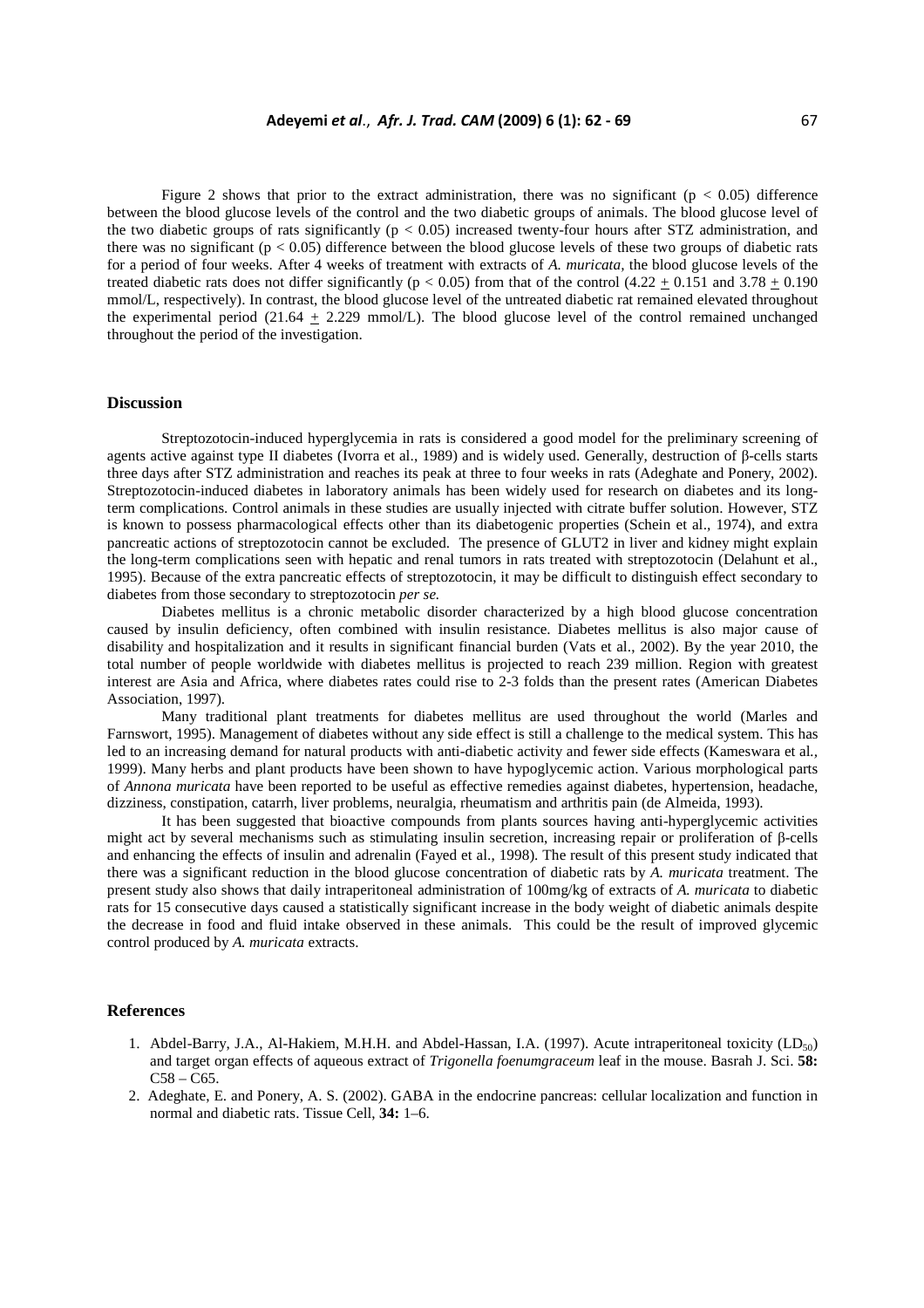Figure 2 shows that prior to the extract administration, there was no significant ($p < 0.05$) difference between the blood glucose levels of the control and the two diabetic groups of animals. The blood glucose level of the two diabetic groups of rats significantly ($p < 0.05$) increased twenty-four hours after STZ administration, and there was no significant ($p < 0.05$) difference between the blood glucose levels of these two groups of diabetic rats for a period of four weeks. After 4 weeks of treatment with extracts of *A. muricata*, the blood glucose levels of the treated diabetic rats does not differ significantly ($p < 0.05$) from that of the control ($4.22 \pm 0.151$ and $3.78 \pm 0.190$ mmol/L, respectively). In contrast, the blood glucose level of the untreated diabetic rat remained elevated throughout the experimental period ($21.64 \pm 2.229$ mmol/L). The blood glucose level of the control remained unchanged throughout the period of the investigation.

## Discussion

Streptozotocin-induced hyperglycemia in rats is considered a good model for the preliminary screening of agents active against type II diabetes (Ivorra et al., 1989) and is widely used. Generally, destruction of β-cells starts three days after STZ administration and reaches its peak at three to four weeks in rats (Adeghate and Ponery, 2002). Streptozotocin-induced diabetes in laboratory animals has been widely used for research on diabetes and its long-term complications. Control animals in these studies are usually injected with citrate buffer solution. However, STZ is known to possess pharmacological effects other than its diabetogenic properties (Schein et al., 1974), and extra pancreatic actions of streptozotocin cannot be excluded. The presence of GLUT2 in liver and kidney might explain the long-term complications seen with hepatic and renal tumors in rats treated with streptozotocin (Delahunt et al., 1995). Because of the extra pancreatic effects of streptozotocin, it may be difficult to distinguish effect secondary to diabetes from those secondary to streptozotocin *per se.*

Diabetes mellitus is a chronic metabolic disorder characterized by a high blood glucose concentration caused by insulin deficiency, often combined with insulin resistance. Diabetes mellitus is also major cause of disability and hospitalization and it results in significant financial burden (Vats et al., 2002). By the year 2010, the total number of people worldwide with diabetes mellitus is projected to reach 239 million. Region with greatest interest are Asia and Africa, where diabetes rates could rise to 2-3 folds than the present rates (American Diabetes Association, 1997).

Many traditional plant treatments for diabetes mellitus are used throughout the world (Marles and Farnswort, 1995). Management of diabetes without any side effect is still a challenge to the medical system. This has led to an increasing demand for natural products with anti-diabetic activity and fewer side effects (Kameswara et al., 1999). Many herbs and plant products have been shown to have hypoglycemic action. Various morphological parts of *Annona muricata* have been reported to be useful as effective remedies against diabetes, hypertension, headache, dizziness, constipation, catarrh, liver problems, neuralgia, rheumatism and arthritis pain (de Almeida, 1993).

It has been suggested that bioactive compounds from plants sources having anti-hyperglycemic activities might act by several mechanisms such as stimulating insulin secretion, increasing repair or proliferation of β-cells and enhancing the effects of insulin and adrenalin (Fayed et al., 1998). The result of this present study indicated that there was a significant reduction in the blood glucose concentration of diabetic rats by *A. muricata* treatment. The present study also shows that daily intraperitoneal administration of 100mg/kg of extracts of *A. muricata* to diabetic rats for 15 consecutive days caused a statistically significant increase in the body weight of diabetic animals despite the decrease in food and fluid intake observed in these animals. This could be the result of improved glycemic control produced by *A. muricata* extracts.

## References

1. Abdel-Barry, J.A., Al-Hakiem, M.H.H. and Abdel-Hassan, I.A. (1997). Acute intraperitoneal toxicity ($LD_{50}$) and target organ effects of aqueous extract of *Trigonella foenumgraceum* leaf in the mouse. Basrah J. Sci. **58:** C58 – C65.
2. Adeghate, E. and Ponery, A. S. (2002). GABA in the endocrine pancreas: cellular localization and function in normal and diabetic rats. Tissue Cell, **34:** 1–6.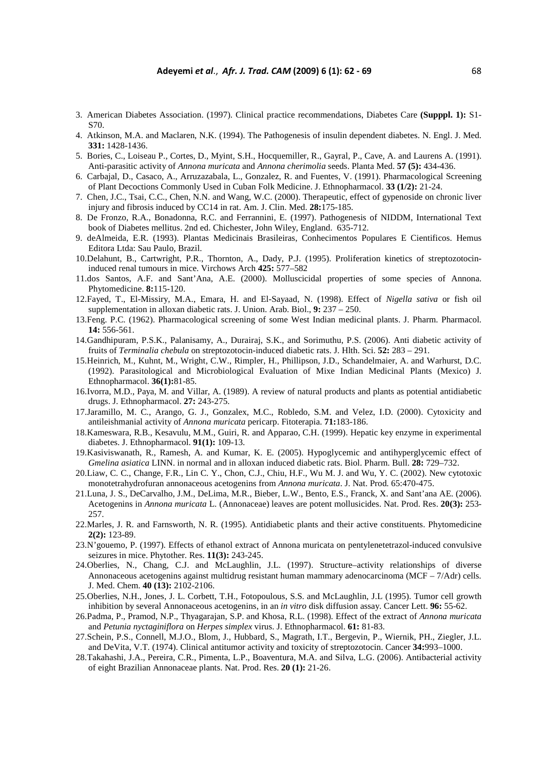3. American Diabetes Association. (1997). Clinical practice recommendations, Diabetes Care **(Supppl. 1):** S1-S70.
4. Atkinson, M.A. and Maclaren, N.K. (1994). The Pathogenesis of insulin dependent diabetes. N. Engl. J. Med. **331:** 1428-1436.
5. Bories, C., Loiseau P., Cortes, D., Myint, S.H., Hocquemiller, R., Gayral, P., Cave, A. and Laurens A. (1991). Anti-parasitic activity of *Annona muricata* and *Annona cherimolia* seeds. Planta Med. **57 (5):** 434-436.
6. Carbajal, D., Casaco, A., Arruzazabala, L., Gonzalez, R. and Fuentes, V. (1991). Pharmacological Screening of Plant Decoctions Commonly Used in Cuban Folk Medicine. J. Ethnopharmacol. **33 (1/2):** 21-24.
7. Chen, J.C., Tsai, C.C., Chen, N.N. and Wang, W.C. (2000). Therapeutic, effect of gypenoside on chronic liver injury and fibrosis induced by CC14 in rat. Am. J. Clin. Med. **28:**175-185.
8. De Fronzo, R.A., Bonadonna, R.C. and Ferrannini, E. (1997). Pathogenesis of NIDDM, International Text book of Diabetes mellitus. 2nd ed. Chichester, John Wiley, England. 635-712.
9. deAlmeida, E.R. (1993). Plantas Medicinais Brasileiras, Conhecimentos Populares E Cientificos. Hemus Editora Ltda: Sau Paulo, Brazil.
10. Delahunt, B., Cartwright, P.R., Thornton, A., Dady, P.J. (1995). Proliferation kinetics of streptozotocin-induced renal tumours in mice. Virchows Arch **425:** 577–582
11. dos Santos, A.F. and Sant'Ana, A.E. (2000). Molluscicidal properties of some species of Annona. Phytomedicine. **8:**115-120.
12. Fayed, T., El-Missiry, M.A., Emara, H. and El-Sayaad, N. (1998). Effect of *Nigella sativa* or fish oil supplementation in alloxan diabetic rats. J. Union. Arab. Biol., **9:** 237 – 250.
13. Feng. P.C. (1962). Pharmacological screening of some West Indian medicinal plants. J. Pharm. Pharmacol. **14:** 556-561.
14. Gandhipuram, P.S.K., Palanisamy, A., Durairaj, S.K., and Sorimuthu, P.S. (2006). Anti diabetic activity of fruits of *Terminalia chebula* on streptozotocin-induced diabetic rats. J. Hlth. Sci. **52:** 283 – 291.
15. Heinrich, M., Kuhnt, M., Wright, C.W., Rimpler, H., Phillipson, J.D., Schandelmaier, A. and Warhurst, D.C. (1992). Parasitological and Microbiological Evaluation of Mixe Indian Medicinal Plants (Mexico) J. Ethnopharmacol. **36(1):**81-85.
16. Ivorra, M.D., Paya, M. and Villar, A. (1989). A review of natural products and plants as potential antidiabetic drugs. J. Ethnopharmacol. **27:** 243-275.
17. Jaramillo, M. C., Arango, G. J., Gonzalex, M.C., Robledo, S.M. and Velez, I.D. (2000). Cytoxicity and antileishmanial activity of *Annona muricata* pericarp. Fitoterapia. **71:**183-186.
18. Kameswara, R.B., Kesavulu, M.M., Guiri, R. and Apparao, C.H. (1999). Hepatic key enzyme in experimental diabetes. J. Ethnopharmacol. **91(1):** 109-13.
19. Kasiviswanath, R., Ramesh, A. and Kumar, K. E. (2005). Hypoglycemic and antihyperglycemic effect of *Gmelina asiatica* LINN. in normal and in alloxan induced diabetic rats. Biol. Pharm. Bull. **28:** 729–732.
20. Liaw, C. C., Change, F.R., Lin C. Y., Chon, C.J., Chiu, H.F., Wu M. J. and Wu, Y. C. (2002). New cytotoxic monotetrahydrofuran annonaceous acetogenins from *Annona muricata*. J. Nat. Prod. 65:470-475.
21. Luna, J. S., DeCarvalho, J.M., DeLima, M.R., Bieber, L.W., Bento, E.S., Franck, X. and Sant'ana AE. (2006). Acetogenins in *Annona muricata* L. (Annonaceae) leaves are potent mollusicides. Nat. Prod. Res. **20(3):** 253-257.
22. Marles, J. R. and Farnsworth, N. R. (1995). Antidiabetic plants and their active constituents. Phytomedicine **2(2):** 123-89.
23. N'gouemo, P. (1997). Effects of ethanol extract of Annona muricata on pentylenetetrazol-induced convulsive seizures in mice. Phytother. Res. **11(3):** 243-245.
24. Oberlies, N., Chang, C.J. and McLaughlin, J.L. (1997). Structure–activity relationships of diverse Annonaceous acetogenins against multidrug resistant human mammary adenocarcinoma (MCF – 7/Adr) cells. J. Med. Chem. **40 (13):** 2102-2106.
25. Oberlies, N.H., Jones, J. L. Corbett, T.H., Fotopoulous, S.S. and McLaughlin, J.L (1995). Tumor cell growth inhibition by several Annonaceous acetogenins, in an *in vitro* disk diffusion assay. Cancer Lett. **96:** 55-62.
26. Padma, P., Pramod, N.P., Thyagarajan, S.P. and Khosa, R.L. (1998). Effect of the extract of *Annona muricata* and *Petunia nyctaginiflora* on *Herpes simplex* virus. J. Ethnopharmacol. **61:** 81-83.
27. Schein, P.S., Connell, M.J.O., Blom, J., Hubbard, S., Magrath, I.T., Bergevin, P., Wiernik, PH., Ziegler, J.L. and DeVita, V.T. (1974). Clinical antitumor activity and toxicity of streptozotocin. Cancer **34:**993–1000.
28. Takahashi, J.A., Pereira, C.R., Pimenta, L.P., Boaventura, M.A. and Silva, L.G. (2006). Antibacterial activity of eight Brazilian Annonaceae plants. Nat. Prod. Res. **20 (1):** 21-26.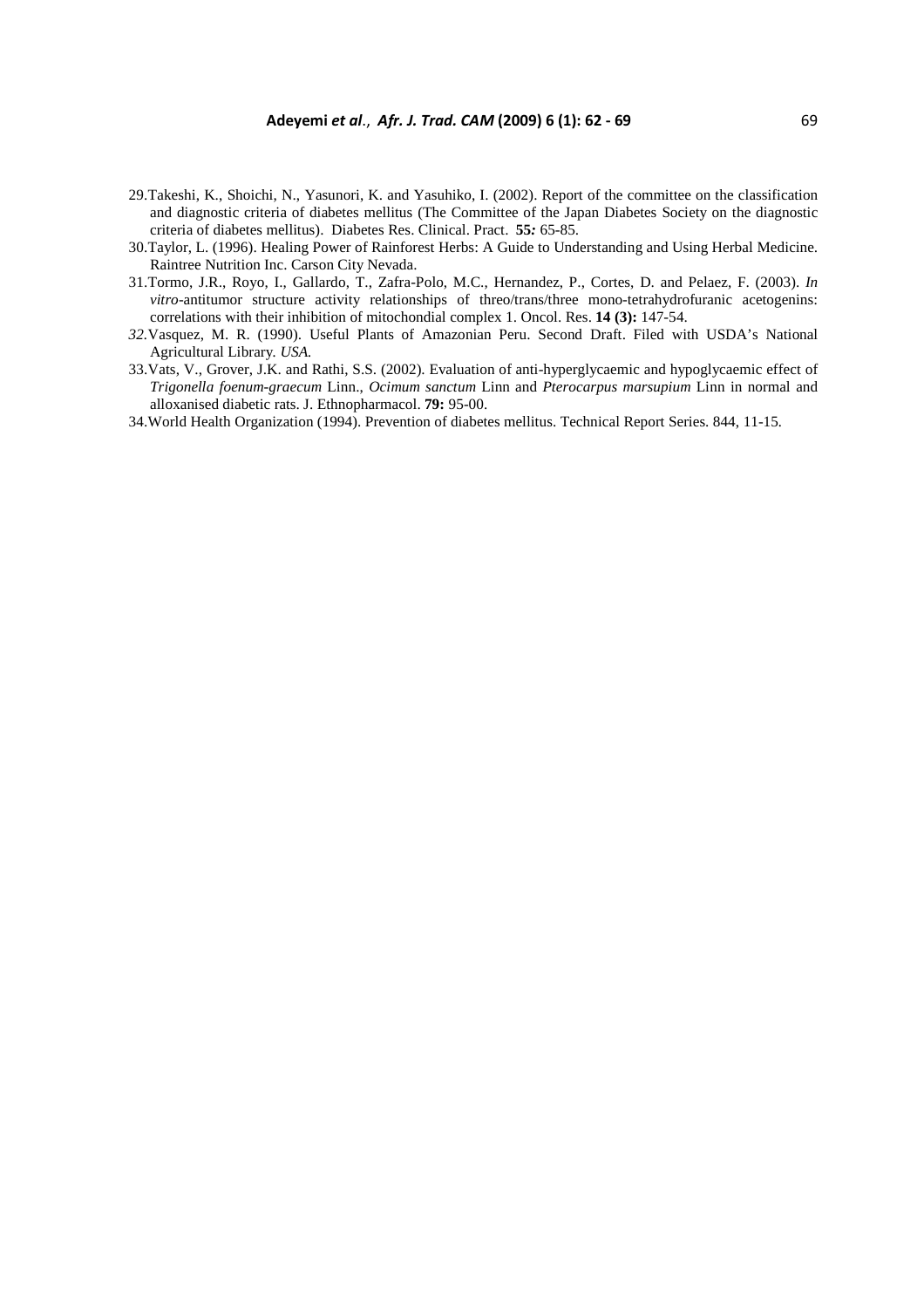29. Takeshi, K., Shoichi, N., Yasunori, K. and Yasuhiko, I. (2002). Report of the committee on the classification and diagnostic criteria of diabetes mellitus (The Committee of the Japan Diabetes Society on the diagnostic criteria of diabetes mellitus). Diabetes Res. Clinical. Pract. **55:** 65-85.
30. Taylor, L. (1996). Healing Power of Rainforest Herbs: A Guide to Understanding and Using Herbal Medicine. Raintree Nutrition Inc. Carson City Nevada.
31. Tormo, J.R., Royo, I., Gallardo, T., Zafra-Polo, M.C., Hernandez, P., Cortes, D. and Pelaez, F. (2003). *In vitro*-antitumor structure activity relationships of threo/trans/three mono-tetrahydrofuranic acetogenins: correlations with their inhibition of mitochondial complex 1. Oncol. Res. **14 (3):** 147-54.
32. Vasquez, M. R. (1990). Useful Plants of Amazonian Peru. Second Draft. Filed with USDA's National Agricultural Library. *USA.*
33. Vats, V., Grover, J.K. and Rathi, S.S. (2002). Evaluation of anti-hyperglycaemic and hypoglycaemic effect of *Trigonella foenum-graecum* Linn., *Ocimum sanctum* Linn and *Pterocarpus marsupium* Linn in normal and alloxanised diabetic rats. J. Ethnopharmacol. **79:** 95-00.
34. World Health Organization (1994). Prevention of diabetes mellitus. Technical Report Series. 844, 11-15.